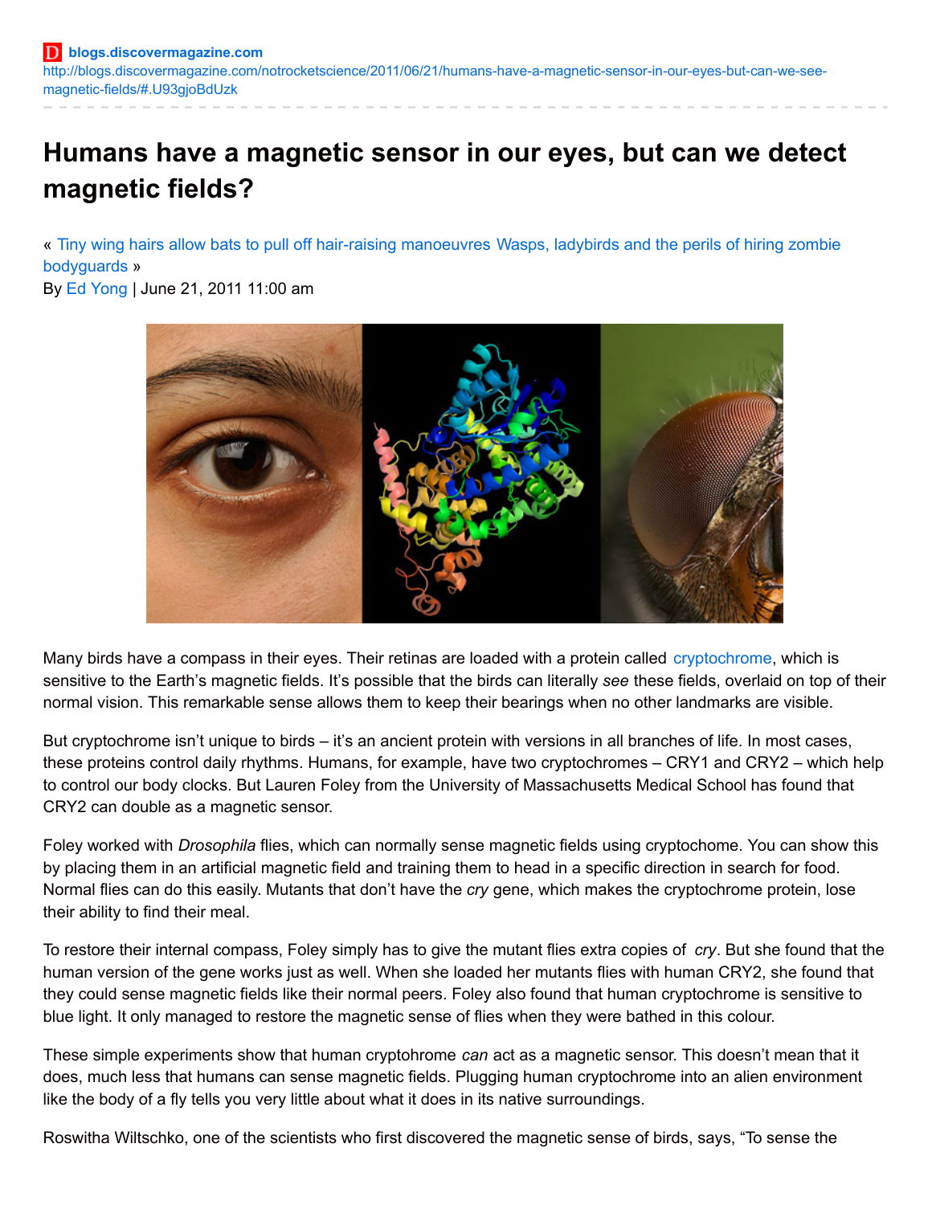**blogs.discovermagazine.com**
http://blogs.discovermagazine.com/notrocketscience/2011/06/21/humans-have-a-magnetic-sensor-in-our-eyes-but-can-we-see-magnetic-fields/#.U93gjoBdUzk

# Humans have a magnetic sensor in our eyes, but can we detect magnetic fields?

« Tiny wing hairs allow bats to pull off hair-raising manoeuvres Wasps, ladybirds and the perils of hiring zombie bodyguards »

By Ed Yong | June 21, 2011 11:00 am

Many birds have a compass in their eyes. Their retinas are loaded with a protein called cryptochrome, which is sensitive to the Earth's magnetic fields. It's possible that the birds can literally *see* these fields, overlaid on top of their normal vision. This remarkable sense allows them to keep their bearings when no other landmarks are visible.

But cryptochrome isn't unique to birds – it's an ancient protein with versions in all branches of life. In most cases, these proteins control daily rhythms. Humans, for example, have two cryptochromes – CRY1 and CRY2 – which help to control our body clocks. But Lauren Foley from the University of Massachusetts Medical School has found that CRY2 can double as a magnetic sensor.

Foley worked with *Drosophila* flies, which can normally sense magnetic fields using cryptochome. You can show this by placing them in an artificial magnetic field and training them to head in a specific direction in search for food. Normal flies can do this easily. Mutants that don't have the *cry* gene, which makes the cryptochrome protein, lose their ability to find their meal.

To restore their internal compass, Foley simply has to give the mutant flies extra copies of *cry*. But she found that the human version of the gene works just as well. When she loaded her mutants flies with human CRY2, she found that they could sense magnetic fields like their normal peers. Foley also found that human cryptochrome is sensitive to blue light. It only managed to restore the magnetic sense of flies when they were bathed in this colour.

These simple experiments show that human cryptohrome *can* act as a magnetic sensor. This doesn't mean that it does, much less that humans can sense magnetic fields. Plugging human cryptochrome into an alien environment like the body of a fly tells you very little about what it does in its native surroundings.

Roswitha Wiltschko, one of the scientists who first discovered the magnetic sense of birds, says, "To sense the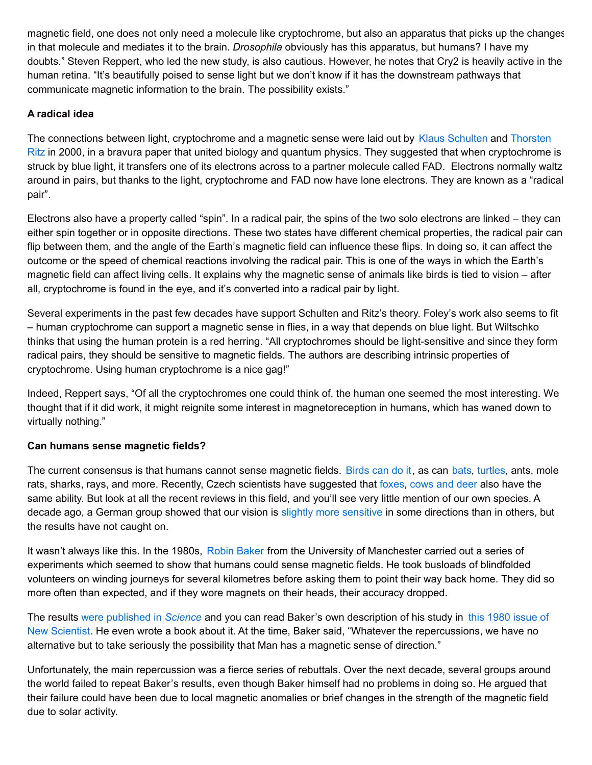magnetic field, one does not only need a molecule like cryptochrome, but also an apparatus that picks up the changes in that molecule and mediates it to the brain. *Drosophila* obviously has this apparatus, but humans? I have my doubts." Steven Reppert, who led the new study, is also cautious. However, he notes that Cry2 is heavily active in the human retina. "It's beautifully poised to sense light but we don't know if it has the downstream pathways that communicate magnetic information to the brain. The possibility exists."

**A radical idea**

The connections between light, cryptochrome and a magnetic sense were laid out by Klaus Schulten and Thorsten Ritz in 2000, in a bravura paper that united biology and quantum physics. They suggested that when cryptochrome is struck by blue light, it transfers one of its electrons across to a partner molecule called FAD. Electrons normally waltz around in pairs, but thanks to the light, cryptochrome and FAD now have lone electrons. They are known as a "radical pair".

Electrons also have a property called "spin". In a radical pair, the spins of the two solo electrons are linked – they can either spin together or in opposite directions. These two states have different chemical properties, the radical pair can flip between them, and the angle of the Earth's magnetic field can influence these flips. In doing so, it can affect the outcome or the speed of chemical reactions involving the radical pair. This is one of the ways in which the Earth's magnetic field can affect living cells. It explains why the magnetic sense of animals like birds is tied to vision – after all, cryptochrome is found in the eye, and it's converted into a radical pair by light.

Several experiments in the past few decades have support Schulten and Ritz's theory. Foley's work also seems to fit – human cryptochrome can support a magnetic sense in flies, in a way that depends on blue light. But Wiltschko thinks that using the human protein is a red herring. "All cryptochromes should be light-sensitive and since they form radical pairs, they should be sensitive to magnetic fields. The authors are describing intrinsic properties of cryptochrome. Using human cryptochrome is a nice gag!"

Indeed, Reppert says, "Of all the cryptochromes one could think of, the human one seemed the most interesting. We thought that if it did work, it might reignite some interest in magnetoreception in humans, which has waned down to virtually nothing."

**Can humans sense magnetic fields?**

The current consensus is that humans cannot sense magnetic fields. Birds can do it, as can bats, turtles, ants, mole rats, sharks, rays, and more. Recently, Czech scientists have suggested that foxes, cows and deer also have the same ability. But look at all the recent reviews in this field, and you'll see very little mention of our own species. A decade ago, a German group showed that our vision is slightly more sensitive in some directions than in others, but the results have not caught on.

It wasn't always like this. In the 1980s, Robin Baker from the University of Manchester carried out a series of experiments which seemed to show that humans could sense magnetic fields. He took busloads of blindfolded volunteers on winding journeys for several kilometres before asking them to point their way back home. They did so more often than expected, and if they wore magnets on their heads, their accuracy dropped.

The results were published in *Science* and you can read Baker's own description of his study in this 1980 issue of New Scientist. He even wrote a book about it. At the time, Baker said, "Whatever the repercussions, we have no alternative but to take seriously the possibility that Man has a magnetic sense of direction."

Unfortunately, the main repercussion was a fierce series of rebuttals. Over the next decade, several groups around the world failed to repeat Baker's results, even though Baker himself had no problems in doing so. He argued that their failure could have been due to local magnetic anomalies or brief changes in the strength of the magnetic field due to solar activity.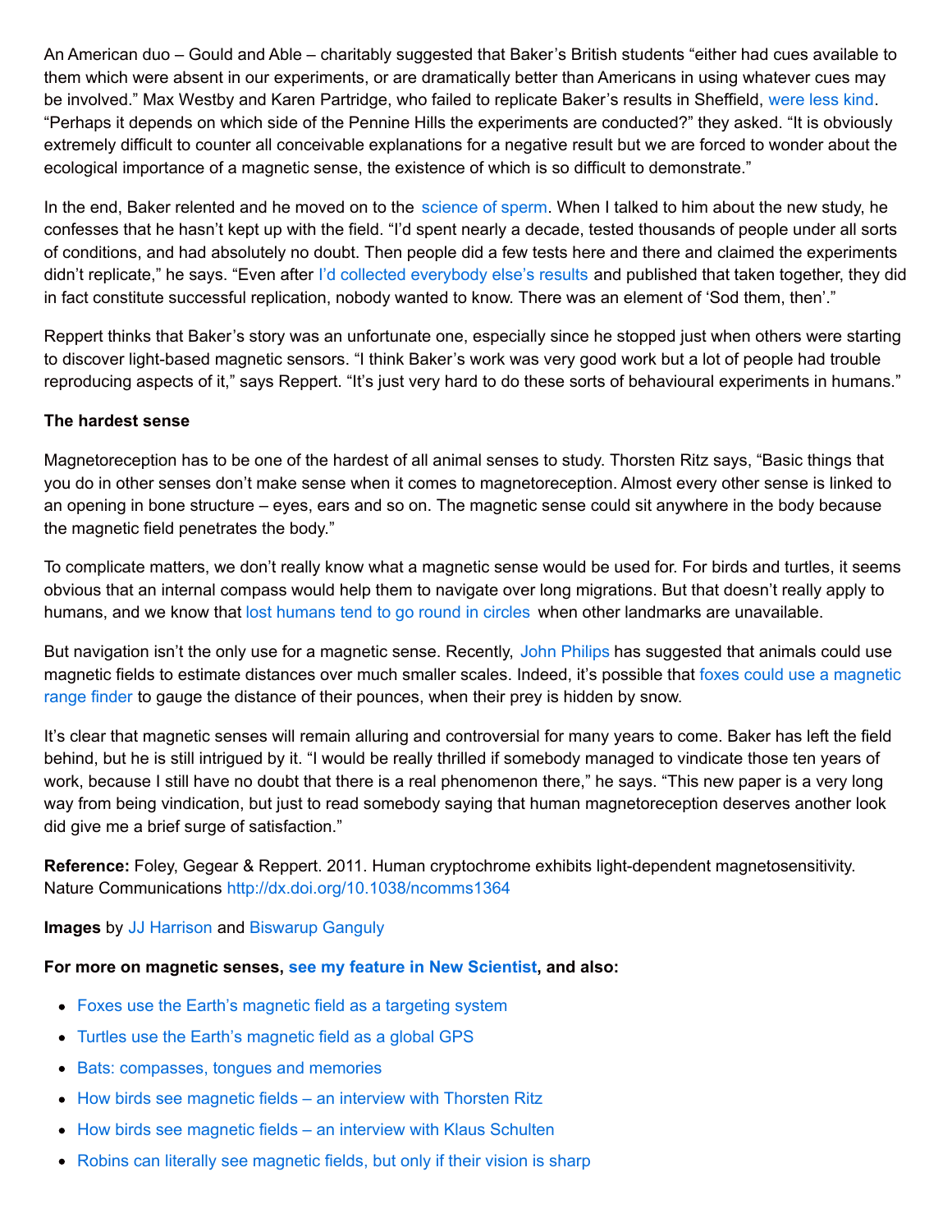An American duo – Gould and Able – charitably suggested that Baker's British students "either had cues available to them which were absent in our experiments, or are dramatically better than Americans in using whatever cues may be involved." Max Westby and Karen Partridge, who failed to replicate Baker's results in Sheffield, were less kind. "Perhaps it depends on which side of the Pennine Hills the experiments are conducted?" they asked. "It is obviously extremely difficult to counter all conceivable explanations for a negative result but we are forced to wonder about the ecological importance of a magnetic sense, the existence of which is so difficult to demonstrate."

In the end, Baker relented and he moved on to the science of sperm. When I talked to him about the new study, he confesses that he hasn't kept up with the field. "I'd spent nearly a decade, tested thousands of people under all sorts of conditions, and had absolutely no doubt. Then people did a few tests here and there and claimed the experiments didn't replicate," he says. "Even after I'd collected everybody else's results and published that taken together, they did in fact constitute successful replication, nobody wanted to know. There was an element of 'Sod them, then'."

Reppert thinks that Baker's story was an unfortunate one, especially since he stopped just when others were starting to discover light-based magnetic sensors. "I think Baker's work was very good work but a lot of people had trouble reproducing aspects of it," says Reppert. "It's just very hard to do these sorts of behavioural experiments in humans."

**The hardest sense**

Magnetoreception has to be one of the hardest of all animal senses to study. Thorsten Ritz says, "Basic things that you do in other senses don't make sense when it comes to magnetoreception. Almost every other sense is linked to an opening in bone structure – eyes, ears and so on. The magnetic sense could sit anywhere in the body because the magnetic field penetrates the body."

To complicate matters, we don't really know what a magnetic sense would be used for. For birds and turtles, it seems obvious that an internal compass would help them to navigate over long migrations. But that doesn't really apply to humans, and we know that lost humans tend to go round in circles when other landmarks are unavailable.

But navigation isn't the only use for a magnetic sense. Recently, John Philips has suggested that animals could use magnetic fields to estimate distances over much smaller scales. Indeed, it's possible that foxes could use a magnetic range finder to gauge the distance of their pounces, when their prey is hidden by snow.

It's clear that magnetic senses will remain alluring and controversial for many years to come. Baker has left the field behind, but he is still intrigued by it. "I would be really thrilled if somebody managed to vindicate those ten years of work, because I still have no doubt that there is a real phenomenon there," he says. "This new paper is a very long way from being vindication, but just to read somebody saying that human magnetoreception deserves another look did give me a brief surge of satisfaction."

**Reference:** Foley, Gegear & Reppert. 2011. Human cryptochrome exhibits light-dependent magnetosensitivity. Nature Communications http://dx.doi.org/10.1038/ncomms1364

**Images** by JJ Harrison and Biswarup Ganguly

**For more on magnetic senses, see my feature in New Scientist, and also:**

- Foxes use the Earth's magnetic field as a targeting system
- Turtles use the Earth's magnetic field as a global GPS
- Bats: compasses, tongues and memories
- How birds see magnetic fields – an interview with Thorsten Ritz
- How birds see magnetic fields – an interview with Klaus Schulten
- Robins can literally see magnetic fields, but only if their vision is sharp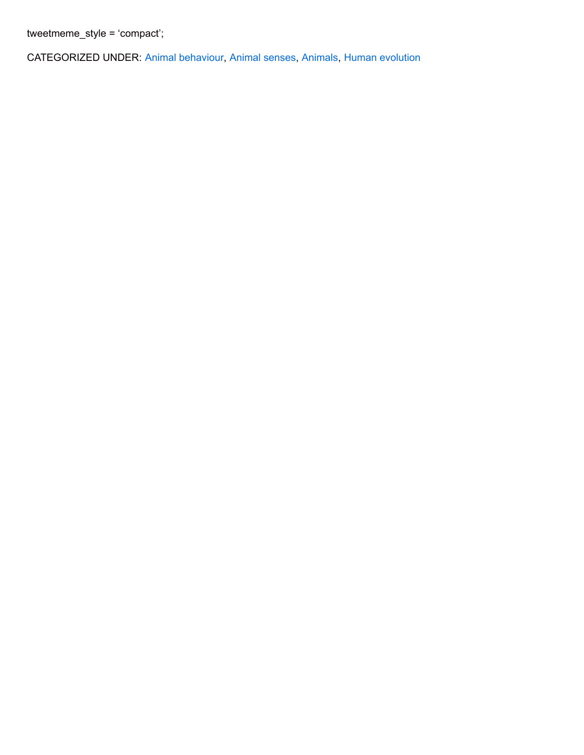tweetmeme_style = ‘compact’;

CATEGORIZED UNDER: Animal behaviour, Animal senses, Animals, Human evolution